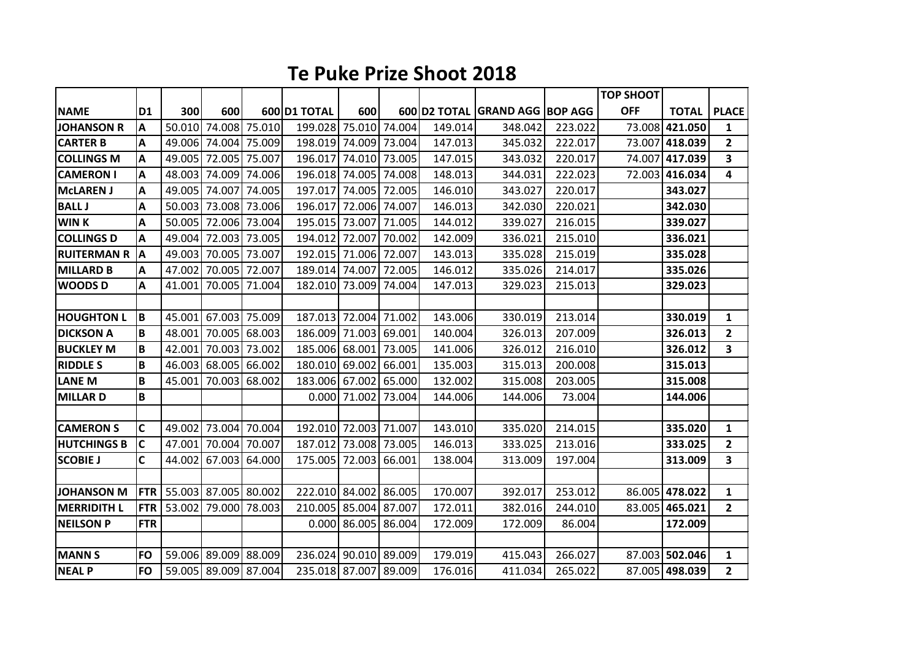# Te Puke Prize Shoot 2018

| NAME | D1 | 300 | 600 | 600 | D1 TOTAL | 600 | 600 | D2 TOTAL | GRAND AGG | BOP AGG | TOP SHOOT OFF | TOTAL | PLACE |
|---|---|---|---|---|---|---|---|---|---|---|---|---|---|
| JOHANSON R | A | 50.010 | 74.008 | 75.010 | 199.028 | 75.010 | 74.004 | 149.014 | 348.042 | 223.022 | 73.008 | **421.050** | **1** |
| CARTER B | A | 49.006 | 74.004 | 75.009 | 198.019 | 74.009 | 73.004 | 147.013 | 345.032 | 222.017 | 73.007 | **418.039** | **2** |
| COLLINGS M | A | 49.005 | 72.005 | 75.007 | 196.017 | 74.010 | 73.005 | 147.015 | 343.032 | 220.017 | 74.007 | **417.039** | **3** |
| CAMERON I | A | 48.003 | 74.009 | 74.006 | 196.018 | 74.005 | 74.008 | 148.013 | 344.031 | 222.023 | 72.003 | **416.034** | **4** |
| McLAREN J | A | 49.005 | 74.007 | 74.005 | 197.017 | 74.005 | 72.005 | 146.010 | 343.027 | 220.017 | | **343.027** | |
| BALL J | A | 50.003 | 73.008 | 73.006 | 196.017 | 72.006 | 74.007 | 146.013 | 342.030 | 220.021 | | **342.030** | |
| WIN K | A | 50.005 | 72.006 | 73.004 | 195.015 | 73.007 | 71.005 | 144.012 | 339.027 | 216.015 | | **339.027** | |
| COLLINGS D | A | 49.004 | 72.003 | 73.005 | 194.012 | 72.007 | 70.002 | 142.009 | 336.021 | 215.010 | | **336.021** | |
| RUITERMAN R | A | 49.003 | 70.005 | 73.007 | 192.015 | 71.006 | 72.007 | 143.013 | 335.028 | 215.019 | | **335.028** | |
| MILLARD B | A | 47.002 | 70.005 | 72.007 | 189.014 | 74.007 | 72.005 | 146.012 | 335.026 | 214.017 | | **335.026** | |
| WOODS D | A | 41.001 | 70.005 | 71.004 | 182.010 | 73.009 | 74.004 | 147.013 | 329.023 | 215.013 | | **329.023** | |
| | | | | | | | | | | | | | |
| HOUGHTON L | B | 45.001 | 67.003 | 75.009 | 187.013 | 72.004 | 71.002 | 143.006 | 330.019 | 213.014 | | **330.019** | **1** |
| DICKSON A | B | 48.001 | 70.005 | 68.003 | 186.009 | 71.003 | 69.001 | 140.004 | 326.013 | 207.009 | | **326.013** | **2** |
| BUCKLEY M | B | 42.001 | 70.003 | 73.002 | 185.006 | 68.001 | 73.005 | 141.006 | 326.012 | 216.010 | | **326.012** | **3** |
| RIDDLE S | B | 46.003 | 68.005 | 66.002 | 180.010 | 69.002 | 66.001 | 135.003 | 315.013 | 200.008 | | **315.013** | |
| LANE M | B | 45.001 | 70.003 | 68.002 | 183.006 | 67.002 | 65.000 | 132.002 | 315.008 | 203.005 | | **315.008** | |
| MILLAR D | B | | | | 0.000 | 71.002 | 73.004 | 144.006 | 144.006 | 73.004 | | **144.006** | |
| | | | | | | | | | | | | | |
| CAMERON S | C | 49.002 | 73.004 | 70.004 | 192.010 | 72.003 | 71.007 | 143.010 | 335.020 | 214.015 | | **335.020** | **1** |
| HUTCHINGS B | C | 47.001 | 70.004 | 70.007 | 187.012 | 73.008 | 73.005 | 146.013 | 333.025 | 213.016 | | **333.025** | **2** |
| SCOBIE J | C | 44.002 | 67.003 | 64.000 | 175.005 | 72.003 | 66.001 | 138.004 | 313.009 | 197.004 | | **313.009** | **3** |
| | | | | | | | | | | | | | |
| JOHANSON M | FTR | 55.003 | 87.005 | 80.002 | 222.010 | 84.002 | 86.005 | 170.007 | 392.017 | 253.012 | 86.005 | **478.022** | **1** |
| MERRIDITH L | FTR | 53.002 | 79.000 | 78.003 | 210.005 | 85.004 | 87.007 | 172.011 | 382.016 | 244.010 | 83.005 | **465.021** | **2** |
| NEILSON P | FTR | | | | 0.000 | 86.005 | 86.004 | 172.009 | 172.009 | 86.004 | | **172.009** | |
| | | | | | | | | | | | | | |
| MANN S | FO | 59.006 | 89.009 | 88.009 | 236.024 | 90.010 | 89.009 | 179.019 | 415.043 | 266.027 | 87.003 | **502.046** | **1** |
| NEAL P | FO | 59.005 | 89.009 | 87.004 | 235.018 | 87.007 | 89.009 | 176.016 | 411.034 | 265.022 | 87.005 | **498.039** | **2** |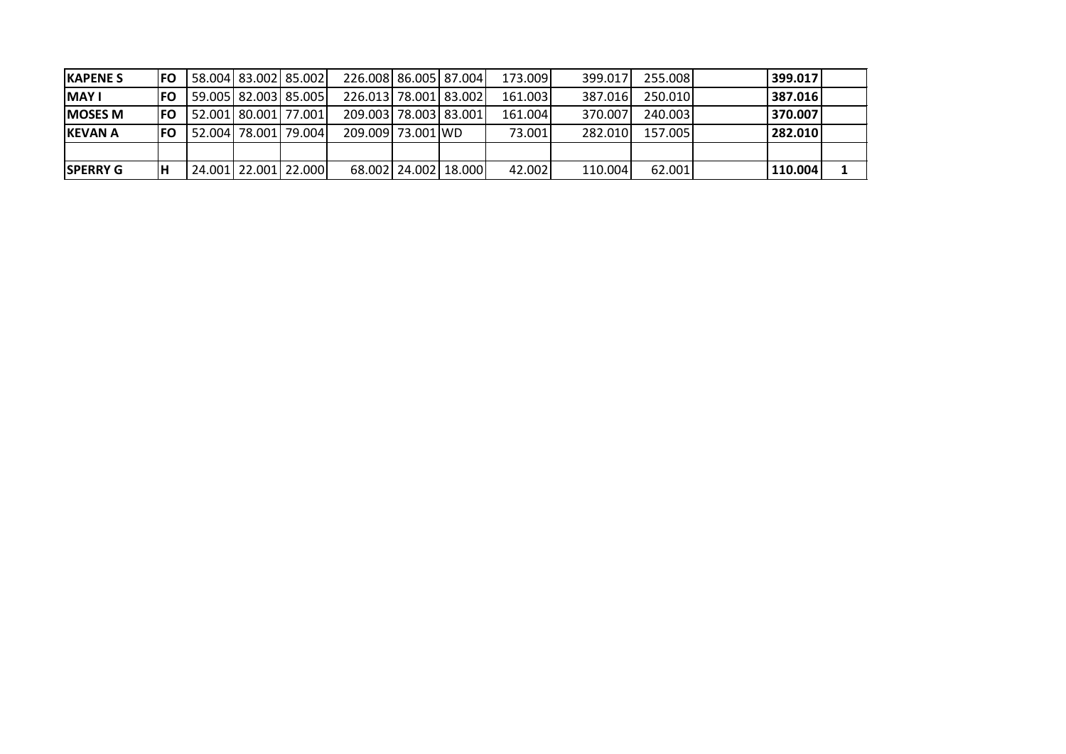| | | | | | | | | | | | | | | |
|---|---|---|---|---|---|---|---|---|---|---|---|---|---|---|
| **KAPENE S** | **FO** | 58.004 | 83.002 | 85.002 | 226.008 | 86.005 | 87.004 | 173.009 | 399.017 | 255.008 | | **399.017** | |
| **MAY I** | **FO** | 59.005 | 82.003 | 85.005 | 226.013 | 78.001 | 83.002 | 161.003 | 387.016 | 250.010 | | **387.016** | |
| **MOSES M** | **FO** | 52.001 | 80.001 | 77.001 | 209.003 | 78.003 | 83.001 | 161.004 | 370.007 | 240.003 | | **370.007** | |
| **KEVAN A** | **FO** | 52.004 | 78.001 | 79.004 | 209.009 | 73.001 | WD | 73.001 | 282.010 | 157.005 | | **282.010** | |
| | | | | | | | | | | | | | |
| **SPERRY G** | **H** | 24.001 | 22.001 | 22.000 | 68.002 | 24.002 | 18.000 | 42.002 | 110.004 | 62.001 | | **110.004** | **1** |